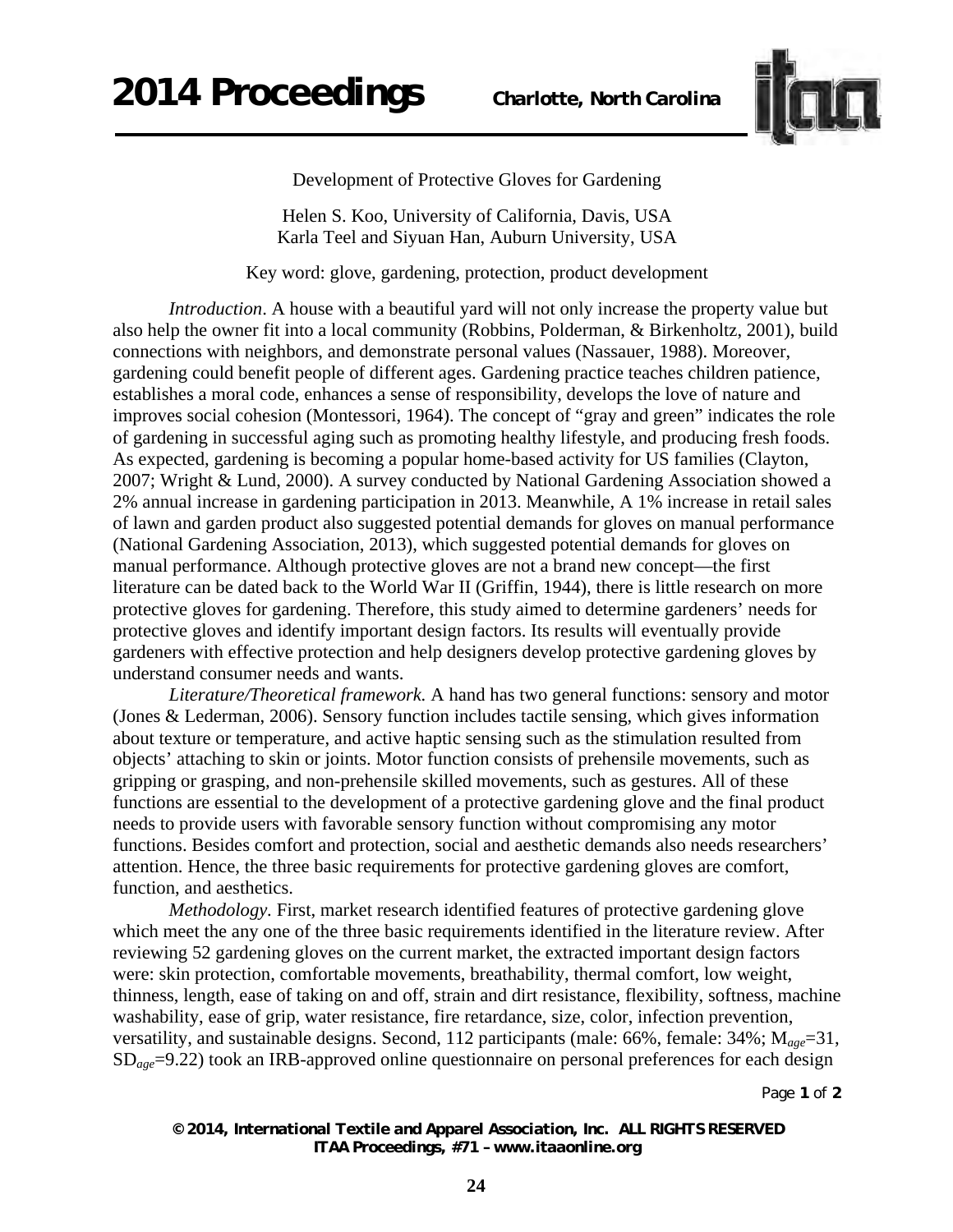Development of Protective Gloves for Gardening

Helen S. Koo, University of California, Davis, USA
Karla Teel and Siyuan Han, Auburn University, USA

Key word: glove, gardening, protection, product development

*Introduction*. A house with a beautiful yard will not only increase the property value but also help the owner fit into a local community (Robbins, Polderman, & Birkenholtz, 2001), build connections with neighbors, and demonstrate personal values (Nassauer, 1988). Moreover, gardening could benefit people of different ages. Gardening practice teaches children patience, establishes a moral code, enhances a sense of responsibility, develops the love of nature and improves social cohesion (Montessori, 1964). The concept of "gray and green" indicates the role of gardening in successful aging such as promoting healthy lifestyle, and producing fresh foods. As expected, gardening is becoming a popular home-based activity for US families (Clayton, 2007; Wright & Lund, 2000). A survey conducted by National Gardening Association showed a 2% annual increase in gardening participation in 2013. Meanwhile, A 1% increase in retail sales of lawn and garden product also suggested potential demands for gloves on manual performance (National Gardening Association, 2013), which suggested potential demands for gloves on manual performance. Although protective gloves are not a brand new concept—the first literature can be dated back to the World War II (Griffin, 1944), there is little research on more protective gloves for gardening. Therefore, this study aimed to determine gardeners' needs for protective gloves and identify important design factors. Its results will eventually provide gardeners with effective protection and help designers develop protective gardening gloves by understand consumer needs and wants.

*Literature/Theoretical framework.* A hand has two general functions: sensory and motor (Jones & Lederman, 2006). Sensory function includes tactile sensing, which gives information about texture or temperature, and active haptic sensing such as the stimulation resulted from objects' attaching to skin or joints. Motor function consists of prehensile movements, such as gripping or grasping, and non-prehensile skilled movements, such as gestures. All of these functions are essential to the development of a protective gardening glove and the final product needs to provide users with favorable sensory function without compromising any motor functions. Besides comfort and protection, social and aesthetic demands also needs researchers' attention. Hence, the three basic requirements for protective gardening gloves are comfort, function, and aesthetics.

*Methodology.* First, market research identified features of protective gardening glove which meet the any one of the three basic requirements identified in the literature review. After reviewing 52 gardening gloves on the current market, the extracted important design factors were: skin protection, comfortable movements, breathability, thermal comfort, low weight, thinness, length, ease of taking on and off, strain and dirt resistance, flexibility, softness, machine washability, ease of grip, water resistance, fire retardance, size, color, infection prevention, versatility, and sustainable designs. Second, 112 participants (male: 66%, female: 34%; $M_{age}$=31, $SD_{age}$=9.22) took an IRB-approved online questionnaire on personal preferences for each design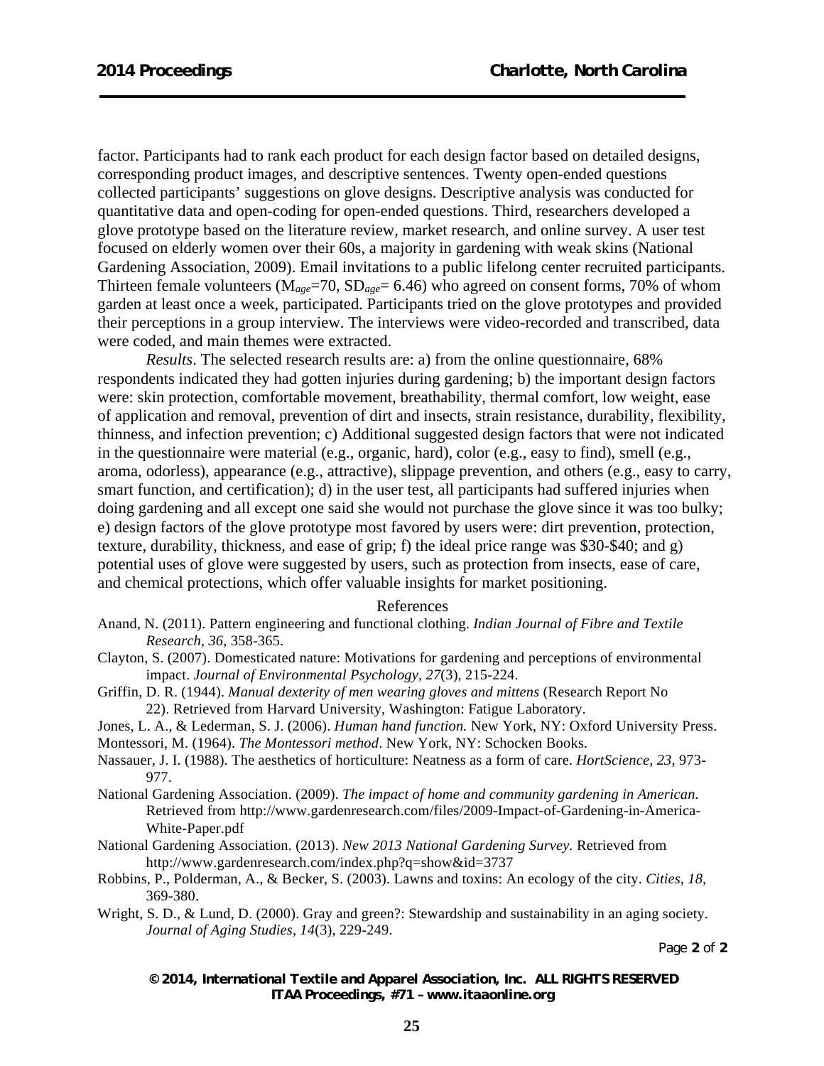factor. Participants had to rank each product for each design factor based on detailed designs, corresponding product images, and descriptive sentences. Twenty open-ended questions collected participants' suggestions on glove designs. Descriptive analysis was conducted for quantitative data and open-coding for open-ended questions. Third, researchers developed a glove prototype based on the literature review, market research, and online survey. A user test focused on elderly women over their 60s, a majority in gardening with weak skins (National Gardening Association, 2009). Email invitations to a public lifelong center recruited participants. Thirteen female volunteers ($M_{age}$=70, $SD_{age}$= 6.46) who agreed on consent forms, 70% of whom garden at least once a week, participated. Participants tried on the glove prototypes and provided their perceptions in a group interview. The interviews were video-recorded and transcribed, data were coded, and main themes were extracted.

*Results*. The selected research results are: a) from the online questionnaire, 68% respondents indicated they had gotten injuries during gardening; b) the important design factors were: skin protection, comfortable movement, breathability, thermal comfort, low weight, ease of application and removal, prevention of dirt and insects, strain resistance, durability, flexibility, thinness, and infection prevention; c) Additional suggested design factors that were not indicated in the questionnaire were material (e.g., organic, hard), color (e.g., easy to find), smell (e.g., aroma, odorless), appearance (e.g., attractive), slippage prevention, and others (e.g., easy to carry, smart function, and certification); d) in the user test, all participants had suffered injuries when doing gardening and all except one said she would not purchase the glove since it was too bulky; e) design factors of the glove prototype most favored by users were: dirt prevention, protection, texture, durability, thickness, and ease of grip; f) the ideal price range was $30-$40; and g) potential uses of glove were suggested by users, such as protection from insects, ease of care, and chemical protections, which offer valuable insights for market positioning.

## References

Anand, N. (2011). Pattern engineering and functional clothing. *Indian Journal of Fibre and Textile Research, 36*, 358-365.

Clayton, S. (2007). Domesticated nature: Motivations for gardening and perceptions of environmental impact. *Journal of Environmental Psychology, 27*(3), 215-224.

Griffin, D. R. (1944). *Manual dexterity of men wearing gloves and mittens* (Research Report No 22). Retrieved from Harvard University, Washington: Fatigue Laboratory.

Jones, L. A., & Lederman, S. J. (2006). *Human hand function.* New York, NY: Oxford University Press.

Montessori, M. (1964). *The Montessori method*. New York, NY: Schocken Books.

Nassauer, J. I. (1988). The aesthetics of horticulture: Neatness as a form of care. *HortScience, 23*, 973-977.

National Gardening Association. (2009). *The impact of home and community gardening in American.* Retrieved from http://www.gardenresearch.com/files/2009-Impact-of-Gardening-in-America-White-Paper.pdf

National Gardening Association. (2013). *New 2013 National Gardening Survey.* Retrieved from http://www.gardenresearch.com/index.php?q=show&id=3737

Robbins, P., Polderman, A., & Becker, S. (2003). Lawns and toxins: An ecology of the city. *Cities, 18*, 369-380.

Wright, S. D., & Lund, D. (2000). Gray and green?: Stewardship and sustainability in an aging society. *Journal of Aging Studies, 14*(3), 229-249.